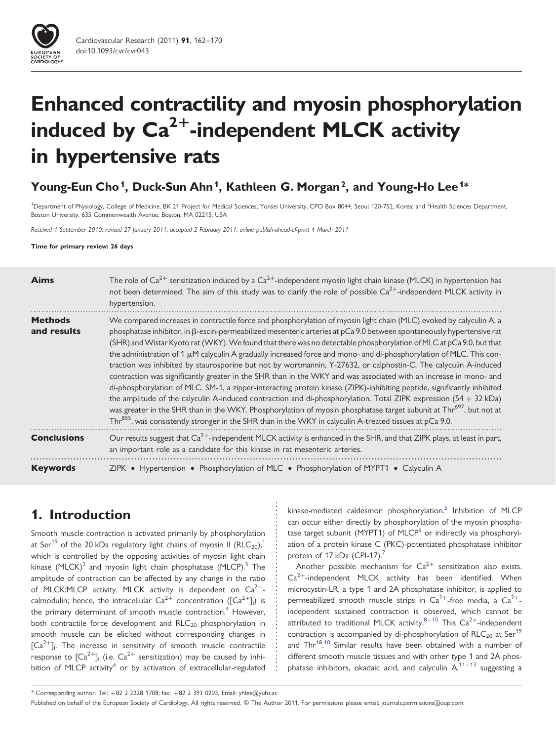# Enhanced contractility and myosin phosphorylation induced by $Ca^{2+}$-independent MLCK activity in hypertensive rats

**Young-Eun Cho[1], Duck-Sun Ahn[1], Kathleen G. Morgan[2], and Young-Ho Lee[1]***

[1]Department of Physiology, College of Medicine, BK 21 Project for Medical Sciences, Yonsei University, CPO Box 8044, Seoul 120-752, Korea; and [2]Health Sciences Department, Boston University, 635 Commonwealth Avenue, Boston, MA 02215, USA

*Received 1 September 2010; revised 27 January 2011; accepted 2 February 2011; online publish-ahead-of-print 4 March 2011*

**Time for primary review: 26 days**

**Aims** The role of $Ca^{2+}$ sensitization induced by a $Ca^{2+}$-independent myosin light chain kinase (MLCK) in hypertension has not been determined. The aim of this study was to clarify the role of possible $Ca^{2+}$-independent MLCK activity in hypertension.

**Methods and results** We compared increases in contractile force and phosphorylation of myosin light chain (MLC) evoked by calyculin A, a phosphatase inhibitor, in β-escin-permeabilized mesenteric arteries at pCa 9.0 between spontaneously hypertensive rat (SHR) and Wistar Kyoto rat (WKY). We found that there was no detectable phosphorylation of MLC at pCa 9.0, but that the administration of 1 μM calyculin A gradually increased force and mono- and di-phosphorylation of MLC. This contraction was inhibited by staurosporine but not by wortmannin, Y-27632, or calphostin-C. The calyculin A-induced contraction was significantly greater in the SHR than in the WKY and was associated with an increase in mono- and di-phosphorylation of MLC. SM-1, a zipper-interacting protein kinase (ZIPK)-inhibiting peptide, significantly inhibited the amplitude of the calyculin A-induced contraction and di-phosphorylation. Total ZIPK expression (54 + 32 kDa) was greater in the SHR than in the WKY. Phosphorylation of myosin phosphatase target subunit at $Thr^{697}$, but not at $Thr^{855}$, was consistently stronger in the SHR than in the WKY in calyculin A-treated tissues at pCa 9.0.

**Conclusions** Our results suggest that $Ca^{2+}$-independent MLCK activity is enhanced in the SHR, and that ZIPK plays, at least in part, an important role as a candidate for this kinase in rat mesenteric arteries.

**Keywords** ZIPK • Hypertension • Phosphorylation of MLC • Phosphorylation of MYPT1 • Calyculin A

## 1. Introduction

Smooth muscle contraction is activated primarily by phosphorylation at $Ser^{19}$ of the 20 kDa regulatory light chains of myosin II ($RLC_{20}$),[1] which is controlled by the opposing activities of myosin light chain kinase (MLCK)[2] and myosin light chain phosphatase (MLCP).[3] The amplitude of contraction can be affected by any change in the ratio of MLCK:MLCP activity. MLCK activity is dependent on $Ca^{2+}$-calmodulin; hence, the intracellular $Ca^{2+}$ concentration ($[Ca^{2+}]_i$) is the primary determinant of smooth muscle contraction.[4] However, both contractile force development and $RLC_{20}$ phosphorylation in smooth muscle can be elicited without corresponding changes in $[Ca^{2+}]_i$. The increase in sensitivity of smooth muscle contractile response to $[Ca^{2+}]_i$ (i.e. $Ca^{2+}$ sensitization) may be caused by inhibition of MLCP activity[4] or by activation of extracellular-regulated kinase-mediated caldesmon phosphorylation.[5] Inhibition of MLCP can occur either directly by phosphorylation of the myosin phosphatase target subunit (MYPT1) of MLCP[6] or indirectly via phosphorylation of a protein kinase C (PKC)-potentiated phosphatase inhibitor protein of 17 kDa (CPI-17).[7]

Another possible mechanism for $Ca^{2+}$ sensitization also exists. $Ca^{2+}$-independent MLCK activity has been identified. When microcystin-LR, a type 1 and 2A phosphatase inhibitor, is applied to permeabilized smooth muscle strips in $Ca^{2+}$-free media, a $Ca^{2+}$-independent sustained contraction is observed, which cannot be attributed to traditional MLCK activity.[8–10] This $Ca^{2+}$-independent contraction is accompanied by di-phosphorylation of $RLC_{20}$ at $Ser^{19}$ and $Thr^{18}$.[10] Similar results have been obtained with a number of different smooth muscle tissues and with other type 1 and 2A phosphatase inhibitors, okadaic acid, and calyculin A,[11–13] suggesting a

* Corresponding author. Tel: +82 2 2228 1708; fax: +82 2 393 0203, Email: yhlee@yuhs.ac

Published on behalf of the European Society of Cardiology. All rights reserved. © The Author 2011. For permissions please email: journals.permissions@oup.com.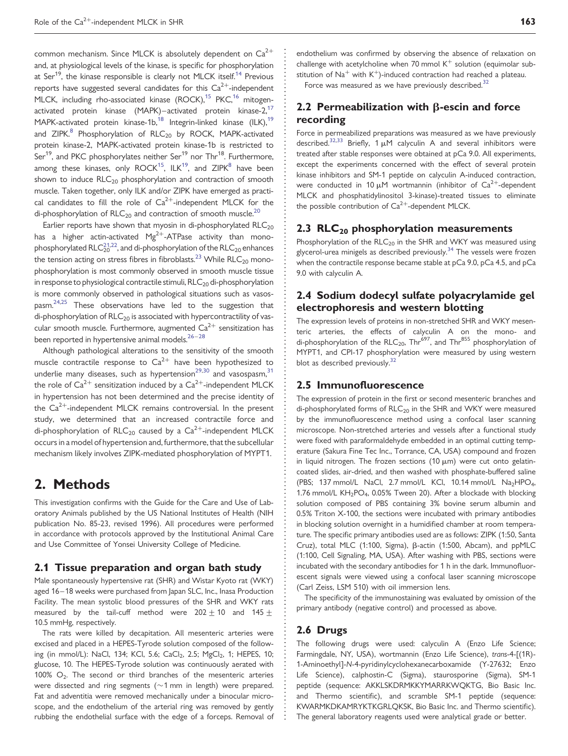common mechanism. Since MLCK is absolutely dependent on $Ca^{2+}$ and, at physiological levels of the kinase, is specific for phosphorylation at $Ser^{19}$, the kinase responsible is clearly not MLCK itself.[14] Previous reports have suggested several candidates for this $Ca^{2+}$-independent MLCK, including rho-associated kinase (ROCK),[15] PKC,[16] mitogen-activated protein kinase (MAPK)–activated protein kinase-2,[17] MAPK-activated protein kinase-1b,[18] Integrin-linked kinase (ILK),[19] and ZIPK.[8] Phosphorylation of $RLC_{20}$ by ROCK, MAPK-activated protein kinase-2, MAPK-activated protein kinase-1b is restricted to $Ser^{19}$, and PKC phosphorylates neither $Ser^{19}$ nor $Thr^{18}$. Furthermore, among these kinases, only ROCK[15], ILK[19], and ZIPK[8] have been shown to induce $RLC_{20}$ phosphorylation and contraction of smooth muscle. Taken together, only ILK and/or ZIPK have emerged as practical candidates to fill the role of $Ca^{2+}$-independent MLCK for the di-phosphorylation of $RLC_{20}$ and contraction of smooth muscle.[20]

Earlier reports have shown that myosin in di-phosphorylated $RLC_{20}$ has a higher actin-activated $Mg^{2+}$-ATPase activity than mono-phosphorylated $RLC_{20}$[21,22], and di-phosphorylation of the $RLC_{20}$ enhances the tension acting on stress fibres in fibroblasts.[23] While $RLC_{20}$ mono-phosphorylation is most commonly observed in smooth muscle tissue in response to physiological contractile stimuli, $RLC_{20}$ di-phosphorylation is more commonly observed in pathological situations such as vasospasm.[24,25] These observations have led to the suggestion that di-phosphorylation of $RLC_{20}$ is associated with hypercontractility of vascular smooth muscle. Furthermore, augmented $Ca^{2+}$ sensitization has been reported in hypertensive animal models.[26–28]

Although pathological alterations to the sensitivity of the smooth muscle contractile response to $Ca^{2+}$ have been hypothesized to underlie many diseases, such as hypertension[29,30] and vasospasm,[31] the role of $Ca^{2+}$ sensitization induced by a $Ca^{2+}$-independent MLCK in hypertension has not been determined and the precise identity of the $Ca^{2+}$-independent MLCK remains controversial. In the present study, we determined that an increased contractile force and di-phosphorylation of $RLC_{20}$ caused by a $Ca^{2+}$-independent MLCK occurs in a model of hypertension and, furthermore, that the subcellular mechanism likely involves ZIPK-mediated phosphorylation of MYPT1.

# 2. Methods

This investigation confirms with the Guide for the Care and Use of Laboratory Animals published by the US National Institutes of Health (NIH publication No. 85-23, revised 1996). All procedures were performed in accordance with protocols approved by the Institutional Animal Care and Use Committee of Yonsei University College of Medicine.

## 2.1 Tissue preparation and organ bath study

Male spontaneously hypertensive rat (SHR) and Wistar Kyoto rat (WKY) aged 16–18 weeks were purchased from Japan SLC, Inc., Inasa Production Facility. The mean systolic blood pressures of the SHR and WKY rats measured by the tail-cuff method were $202 \pm 10$ and $145 \pm 10.5$ mmHg, respectively.

The rats were killed by decapitation. All mesenteric arteries were excised and placed in a HEPES-Tyrode solution composed of the following (in mmol/L): NaCl, 134; KCl, 5.6; $CaCl_2$, 2.5; $MgCl_2$, 1; HEPES, 10; glucose, 10. The HEPES-Tyrode solution was continuously aerated with 100% $O_2$. The second or third branches of the mesenteric arteries were dissected and ring segments (~1 mm in length) were prepared. Fat and adventitia were removed mechanically under a binocular microscope, and the endothelium of the arterial ring was removed by gently rubbing the endothelial surface with the edge of a forceps. Removal of endothelium was confirmed by observing the absence of relaxation on challenge with acetylcholine when 70 mmol $K^+$ solution (equimolar substitution of $Na^+$ with $K^+$)-induced contraction had reached a plateau.

Force was measured as we have previously described.[32]

## 2.2 Permeabilization with β-escin and force recording

Force in permeabilized preparations was measured as we have previously described.[32,33] Briefly, 1 μM calyculin A and several inhibitors were treated after stable responses were obtained at pCa 9.0. All experiments, except the experiments concerned with the effect of several protein kinase inhibitors and SM-1 peptide on calyculin A-induced contraction, were conducted in 10 μM wortmannin (inhibitor of $Ca^{2+}$-dependent MLCK and phosphatidylinositol 3-kinase)-treated tissues to eliminate the possible contribution of $Ca^{2+}$-dependent MLCK.

## 2.3 $RLC_{20}$ phosphorylation measurements

Phosphorylation of the $RLC_{20}$ in the SHR and WKY was measured using glycerol-urea minigels as described previously.[34] The vessels were frozen when the contractile response became stable at pCa 9.0, pCa 4.5, and pCa 9.0 with calyculin A.

## 2.4 Sodium dodecyl sulfate polyacrylamide gel electrophoresis and western blotting

The expression levels of proteins in non-stretched SHR and WKY mesenteric arteries, the effects of calyculin A on the mono- and di-phosphorylation of the $RLC_{20}$, $Thr^{697}$, and $Thr^{855}$ phosphorylation of MYPT1, and CPI-17 phosphorylation were measured by using western blot as described previously.[32]

## 2.5 Immunofluorescence

The expression of protein in the first or second mesenteric branches and di-phosphorylated forms of $RLC_{20}$ in the SHR and WKY were measured by the immunofluorescence method using a confocal laser scanning microscope. Non-stretched arteries and vessels after a functional study were fixed with paraformaldehyde embedded in an optimal cutting temperature (Sakura Fine Tec Inc., Torrance, CA, USA) compound and frozen in liquid nitrogen. The frozen sections (10 μm) were cut onto gelatin-coated slides, air-dried, and then washed with phosphate-buffered saline (PBS; 137 mmol/L NaCl, 2.7 mmol/L KCl, 10.14 mmol/L $Na_2HPO_4$, 1.76 mmol/L $KH_2PO_4$, 0.05% Tween 20). After a blockade with blocking solution composed of PBS containing 3% bovine serum albumin and 0.5% Triton X-100, the sections were incubated with primary antibodies in blocking solution overnight in a humidified chamber at room temperature. The specific primary antibodies used are as follows: ZIPK (1:50, Santa Cruz), total MLC (1:100, Sigma), β-actin (1:500, Abcam), and ppMLC (1:100, Cell Signaling, MA, USA). After washing with PBS, sections were incubated with the secondary antibodies for 1 h in the dark. Immunofluorescent signals were viewed using a confocal laser scanning microscope (Carl Zeiss, LSM 510) with oil immersion lens.

The specificity of the immunostaining was evaluated by omission of the primary antibody (negative control) and processed as above.

## 2.6 Drugs

The following drugs were used: calyculin A (Enzo Life Science; Farmingdale, NY, USA), wortmannin (Enzo Life Science), *trans*-4-[(1R)-1-Aminoethyl]-*N*-4-pyridinylcyclohexanecarboxamide (Y-27632; Enzo Life Science), calphostin-C (Sigma), staurosporine (Sigma), SM-1 peptide (sequence: AKKLSKDRMKKYMARRKWQKTG, Bio Basic Inc. and Thermo scientific), and scramble SM-1 peptide (sequence: KWARMKDKAMRYKTKGRLQKSK, Bio Basic Inc. and Thermo scientific). The general laboratory reagents used were analytical grade or better.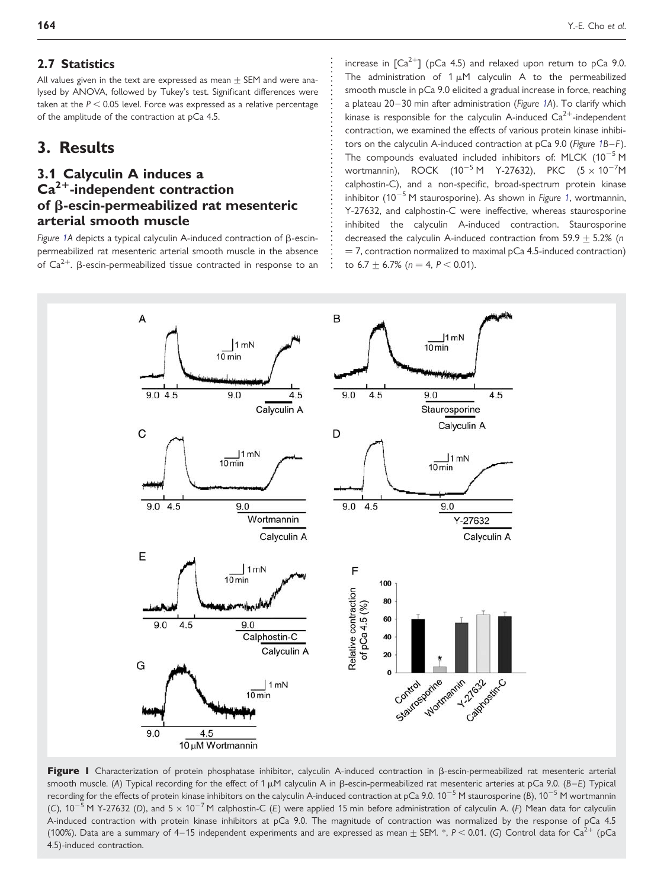## 2.7 Statistics

All values given in the text are expressed as mean ± SEM and were analysed by ANOVA, followed by Tukey's test. Significant differences were taken at the $P < 0.05$ level. Force was expressed as a relative percentage of the amplitude of the contraction at pCa 4.5.

# 3. Results

## 3.1 Calyculin A induces a $Ca^{2+}$-independent contraction of β-escin-permeabilized rat mesenteric arterial smooth muscle

*Figure 1A* depicts a typical calyculin A-induced contraction of β-escin-permeabilized rat mesenteric arterial smooth muscle in the absence of $Ca^{2+}$. β-escin-permeabilized tissue contracted in response to an increase in $[Ca^{2+}]$ (pCa 4.5) and relaxed upon return to pCa 9.0. The administration of 1 μM calyculin A to the permeabilized smooth muscle in pCa 9.0 elicited a gradual increase in force, reaching a plateau 20–30 min after administration (*Figure 1A*). To clarify which kinase is responsible for the calyculin A-induced $Ca^{2+}$-independent contraction, we examined the effects of various protein kinase inhibitors on the calyculin A-induced contraction at pCa 9.0 (*Figure 1B–F*). The compounds evaluated included inhibitors of: MLCK ($10^{-5}$ M wortmannin), ROCK ($10^{-5}$ M Y-27632), PKC ($5 \times 10^{-7}$M calphostin-C), and a non-specific, broad-spectrum protein kinase inhibitor ($10^{-5}$ M staurosporine). As shown in *Figure 1*, wortmannin, Y-27632, and calphostin-C were ineffective, whereas staurosporine inhibited the calyculin A-induced contraction. Staurosporine decreased the calyculin A-induced contraction from 59.9 ± 5.2% ($n$ = 7, contraction normalized to maximal pCa 4.5-induced contraction) to 6.7 ± 6.7% ($n$ = 4, $P < 0.01$).

**Figure 1** Characterization of protein phosphatase inhibitor, calyculin A-induced contraction in β-escin-permeabilized rat mesenteric arterial smooth muscle. (*A*) Typical recording for the effect of 1 μM calyculin A in β-escin-permeabilized rat mesenteric arteries at pCa 9.0. (*B–E*) Typical recording for the effects of protein kinase inhibitors on the calyculin A-induced contraction at pCa 9.0. $10^{-5}$ M staurosporine (*B*), $10^{-5}$ M wortmannin (*C*), $10^{-5}$ M Y-27632 (*D*), and $5 \times 10^{-7}$ M calphostin-C (*E*) were applied 15 min before administration of calyculin A. (*F*) Mean data for calyculin A-induced contraction with protein kinase inhibitors at pCa 9.0. The magnitude of contraction was normalized by the response of pCa 4.5 (100%). Data are a summary of 4–15 independent experiments and are expressed as mean ± SEM. *, $P < 0.01$. (*G*) Control data for $Ca^{2+}$ (pCa 4.5)-induced contraction.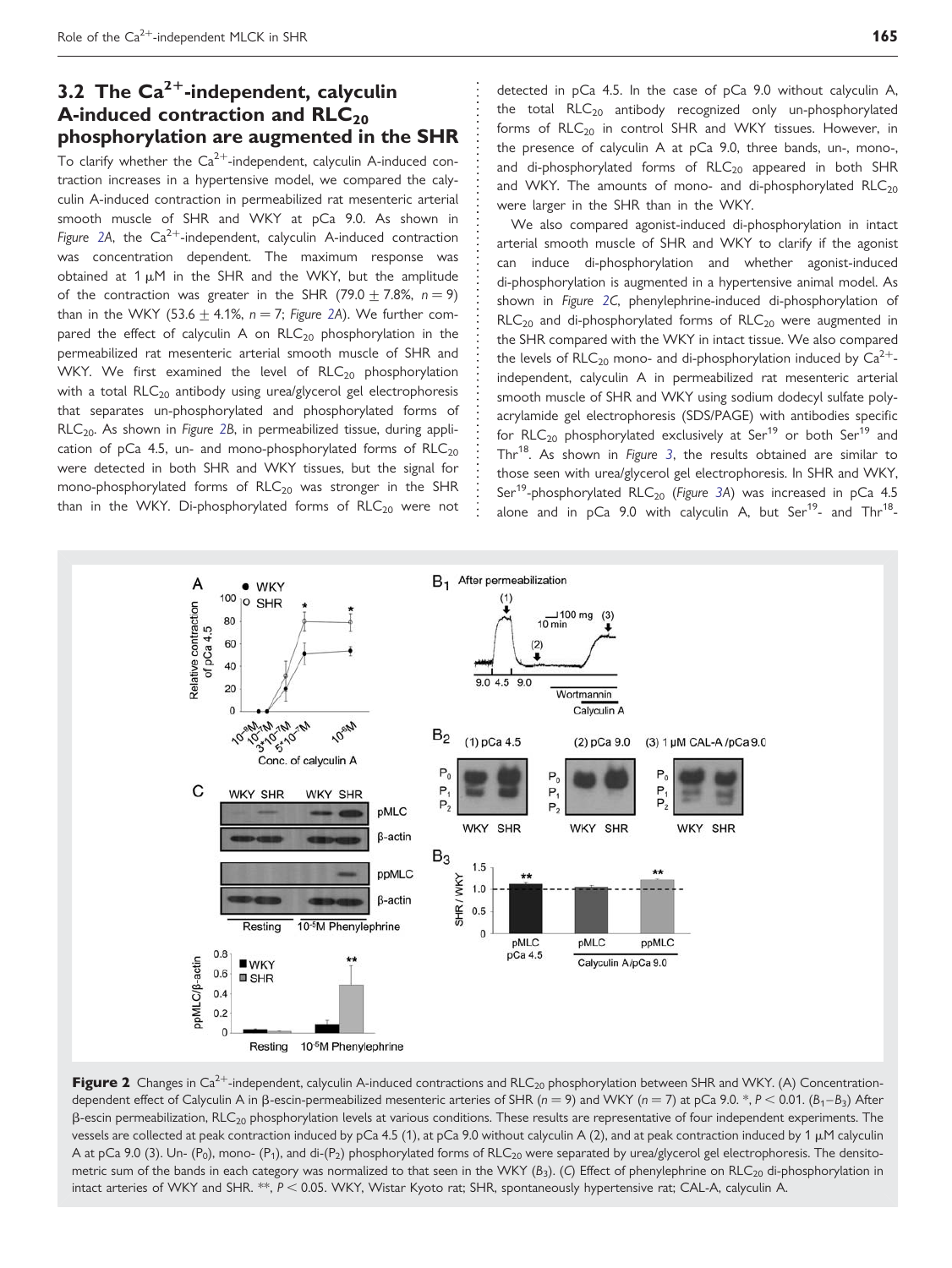## 3.2 The $Ca^{2+}$-independent, calyculin A-induced contraction and $RLC_{20}$ phosphorylation are augmented in the SHR

To clarify whether the $Ca^{2+}$-independent, calyculin A-induced contraction increases in a hypertensive model, we compared the calyculin A-induced contraction in permeabilized rat mesenteric arterial smooth muscle of SHR and WKY at pCa 9.0. As shown in *Figure 2A*, the $Ca^{2+}$-independent, calyculin A-induced contraction was concentration dependent. The maximum response was obtained at 1 μM in the SHR and the WKY, but the amplitude of the contraction was greater in the SHR (79.0 ± 7.8%, $n = 9$) than in the WKY (53.6 ± 4.1%, $n = 7$; *Figure 2A*). We further compared the effect of calyculin A on $RLC_{20}$ phosphorylation in the permeabilized rat mesenteric arterial smooth muscle of SHR and WKY. We first examined the level of $RLC_{20}$ phosphorylation with a total $RLC_{20}$ antibody using urea/glycerol gel electrophoresis that separates un-phosphorylated and phosphorylated forms of $RLC_{20}$. As shown in *Figure 2B*, in permeabilized tissue, during application of pCa 4.5, un- and mono-phosphorylated forms of $RLC_{20}$ were detected in both SHR and WKY tissues, but the signal for mono-phosphorylated forms of $RLC_{20}$ was stronger in the SHR than in the WKY. Di-phosphorylated forms of $RLC_{20}$ were not detected in pCa 4.5. In the case of pCa 9.0 without calyculin A, the total $RLC_{20}$ antibody recognized only un-phosphorylated forms of $RLC_{20}$ in control SHR and WKY tissues. However, in the presence of calyculin A at pCa 9.0, three bands, un-, mono-, and di-phosphorylated forms of $RLC_{20}$ appeared in both SHR and WKY. The amounts of mono- and di-phosphorylated $RLC_{20}$ were larger in the SHR than in the WKY.

We also compared agonist-induced di-phosphorylation in intact arterial smooth muscle of SHR and WKY to clarify if the agonist can induce di-phosphorylation and whether agonist-induced di-phosphorylation is augmented in a hypertensive animal model. As shown in *Figure 2C*, phenylephrine-induced di-phosphorylation of $RLC_{20}$ and di-phosphorylated forms of $RLC_{20}$ were augmented in the SHR compared with the WKY in intact tissue. We also compared the levels of $RLC_{20}$ mono- and di-phosphorylation induced by $Ca^{2+}$-independent, calyculin A in permeabilized rat mesenteric arterial smooth muscle of SHR and WKY using sodium dodecyl sulfate polyacrylamide gel electrophoresis (SDS/PAGE) with antibodies specific for $RLC_{20}$ phosphorylated exclusively at $Ser^{19}$ or both $Ser^{19}$ and $Thr^{18}$. As shown in *Figure 3*, the results obtained are similar to those seen with urea/glycerol gel electrophoresis. In SHR and WKY, $Ser^{19}$-phosphorylated $RLC_{20}$ (*Figure 3A*) was increased in pCa 4.5 alone and in pCa 9.0 with calyculin A, but $Ser^{19}$- and $Thr^{18}$-

**Figure 2** Changes in $Ca^{2+}$-independent, calyculin A-induced contractions and $RLC_{20}$ phosphorylation between SHR and WKY. (A) Concentration-dependent effect of Calyculin A in β-escin-permeabilized mesenteric arteries of SHR ($n = 9$) and WKY ($n = 7$) at pCa 9.0. *, $P < 0.01$. ($B_1$–$B_3$) After β-escin permeabilization, $RLC_{20}$ phosphorylation levels at various conditions. These results are representative of four independent experiments. The vessels are collected at peak contraction induced by pCa 4.5 (1), at pCa 9.0 without calyculin A (2), and at peak contraction induced by 1 μM calyculin A at pCa 9.0 (3). Un- ($P_0$), mono- ($P_1$), and di-($P_2$) phosphorylated forms of $RLC_{20}$ were separated by urea/glycerol gel electrophoresis. The densitometric sum of the bands in each category was normalized to that seen in the WKY ($B_3$). (*C*) Effect of phenylephrine on $RLC_{20}$ di-phosphorylation in intact arteries of WKY and SHR. **, $P < 0.05$. WKY, Wistar Kyoto rat; SHR, spontaneously hypertensive rat; CAL-A, calyculin A.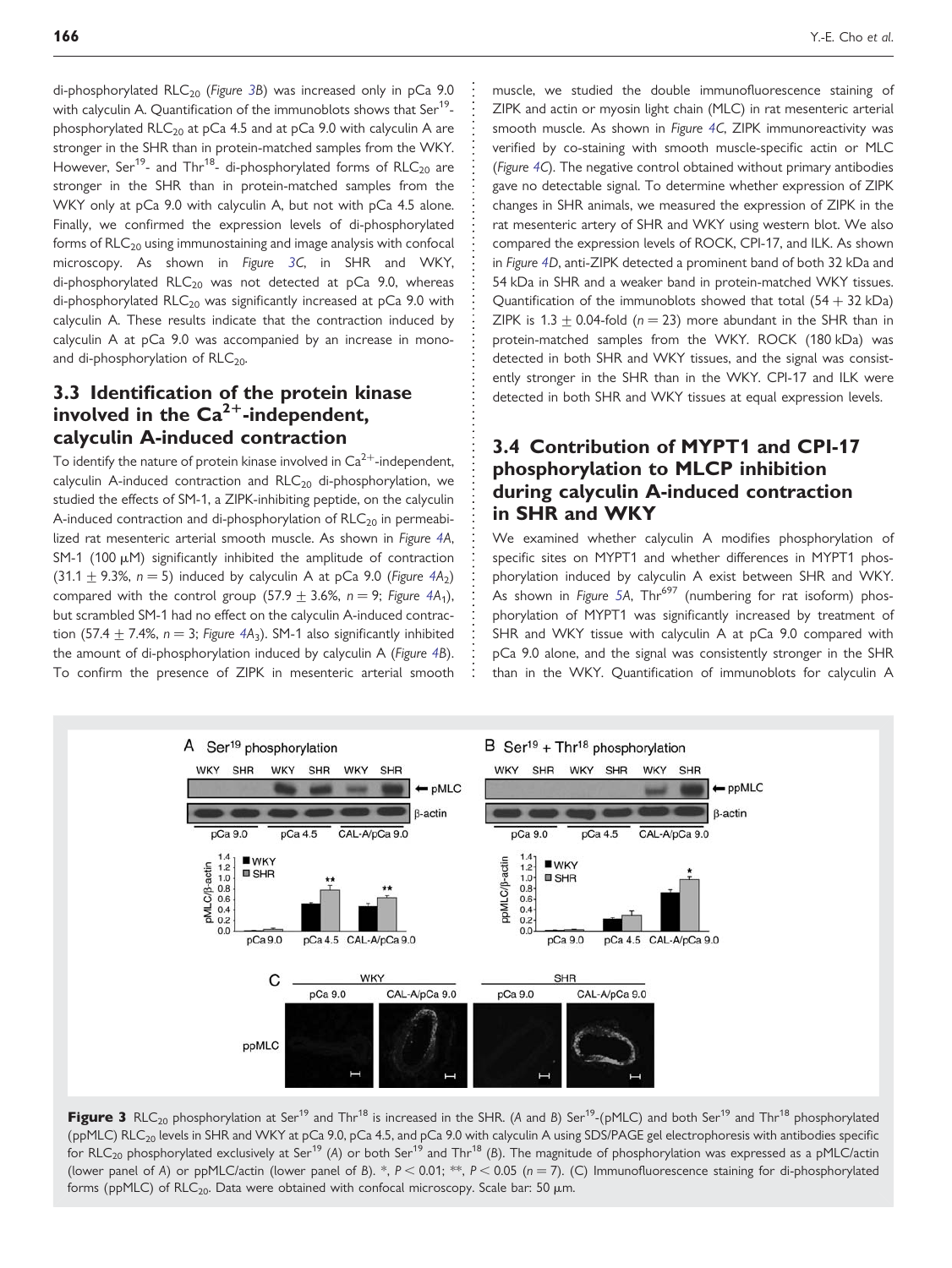di-phosphorylated $RLC_{20}$ (*Figure 3B*) was increased only in pCa 9.0 with calyculin A. Quantification of the immunoblots shows that $Ser^{19}$-phosphorylated $RLC_{20}$ at pCa 4.5 and at pCa 9.0 with calyculin A are stronger in the SHR than in protein-matched samples from the WKY. However, $Ser^{19}$- and $Thr^{18}$- di-phosphorylated forms of $RLC_{20}$ are stronger in the SHR than in protein-matched samples from the WKY only at pCa 9.0 with calyculin A, but not with pCa 4.5 alone. Finally, we confirmed the expression levels of di-phosphorylated forms of $RLC_{20}$ using immunostaining and image analysis with confocal microscopy. As shown in *Figure 3C*, in SHR and WKY, di-phosphorylated $RLC_{20}$ was not detected at pCa 9.0, whereas di-phosphorylated $RLC_{20}$ was significantly increased at pCa 9.0 with calyculin A. These results indicate that the contraction induced by calyculin A at pCa 9.0 was accompanied by an increase in mono- and di-phosphorylation of $RLC_{20}$.

## 3.3 Identification of the protein kinase involved in the $Ca^{2+}$-independent, calyculin A-induced contraction

To identify the nature of protein kinase involved in $Ca^{2+}$-independent, calyculin A-induced contraction and $RLC_{20}$ di-phosphorylation, we studied the effects of SM-1, a ZIPK-inhibiting peptide, on the calyculin A-induced contraction and di-phosphorylation of $RLC_{20}$ in permeabilized rat mesenteric arterial smooth muscle. As shown in *Figure 4A*, SM-1 (100 μM) significantly inhibited the amplitude of contraction ($31.1 \pm 9.3\%$, $n = 5$) induced by calyculin A at pCa 9.0 (*Figure 4A₂*) compared with the control group ($57.9 \pm 3.6\%$, $n = 9$; *Figure 4A₁*), but scrambled SM-1 had no effect on the calyculin A-induced contraction ($57.4 \pm 7.4\%$, $n = 3$; *Figure 4A₃*). SM-1 also significantly inhibited the amount of di-phosphorylation induced by calyculin A (*Figure 4B*). To confirm the presence of ZIPK in mesenteric arterial smooth muscle, we studied the double immunofluorescence staining of ZIPK and actin or myosin light chain (MLC) in rat mesenteric arterial smooth muscle. As shown in *Figure 4C*, ZIPK immunoreactivity was verified by co-staining with smooth muscle-specific actin or MLC (*Figure 4C*). The negative control obtained without primary antibodies gave no detectable signal. To determine whether expression of ZIPK changes in SHR animals, we measured the expression of ZIPK in the rat mesenteric artery of SHR and WKY using western blot. We also compared the expression levels of ROCK, CPI-17, and ILK. As shown in *Figure 4D*, anti-ZIPK detected a prominent band of both 32 kDa and 54 kDa in SHR and a weaker band in protein-matched WKY tissues. Quantification of the immunoblots showed that total (54 + 32 kDa) ZIPK is $1.3 \pm 0.04$-fold ($n = 23$) more abundant in the SHR than in protein-matched samples from the WKY. ROCK (180 kDa) was detected in both SHR and WKY tissues, and the signal was consistently stronger in the SHR than in the WKY. CPI-17 and ILK were detected in both SHR and WKY tissues at equal expression levels.

## 3.4 Contribution of MYPT1 and CPI-17 phosphorylation to MLCP inhibition during calyculin A-induced contraction in SHR and WKY

We examined whether calyculin A modifies phosphorylation of specific sites on MYPT1 and whether differences in MYPT1 phosphorylation induced by calyculin A exist between SHR and WKY. As shown in *Figure 5A*, $Thr^{697}$ (numbering for rat isoform) phosphorylation of MYPT1 was significantly increased by treatment of SHR and WKY tissue with calyculin A at pCa 9.0 compared with pCa 9.0 alone, and the signal was consistently stronger in the SHR than in the WKY. Quantification of immunoblots for calyculin A

**Figure 3** $RLC_{20}$ phosphorylation at $Ser^{19}$ and $Thr^{18}$ is increased in the SHR. (*A* and *B*) $Ser^{19}$-(pMLC) and both $Ser^{19}$ and $Thr^{18}$ phosphorylated (ppMLC) $RLC_{20}$ levels in SHR and WKY at pCa 9.0, pCa 4.5, and pCa 9.0 with calyculin A using SDS/PAGE gel electrophoresis with antibodies specific for $RLC_{20}$ phosphorylated exclusively at $Ser^{19}$ (*A*) or both $Ser^{19}$ and $Thr^{18}$ (*B*). The magnitude of phosphorylation was expressed as a pMLC/actin (lower panel of *A*) or ppMLC/actin (lower panel of *B*). *, $P < 0.01$; **, $P < 0.05$ ($n = 7$). (C) Immunofluorescence staining for di-phosphorylated forms (ppMLC) of $RLC_{20}$. Data were obtained with confocal microscopy. Scale bar: 50 μm.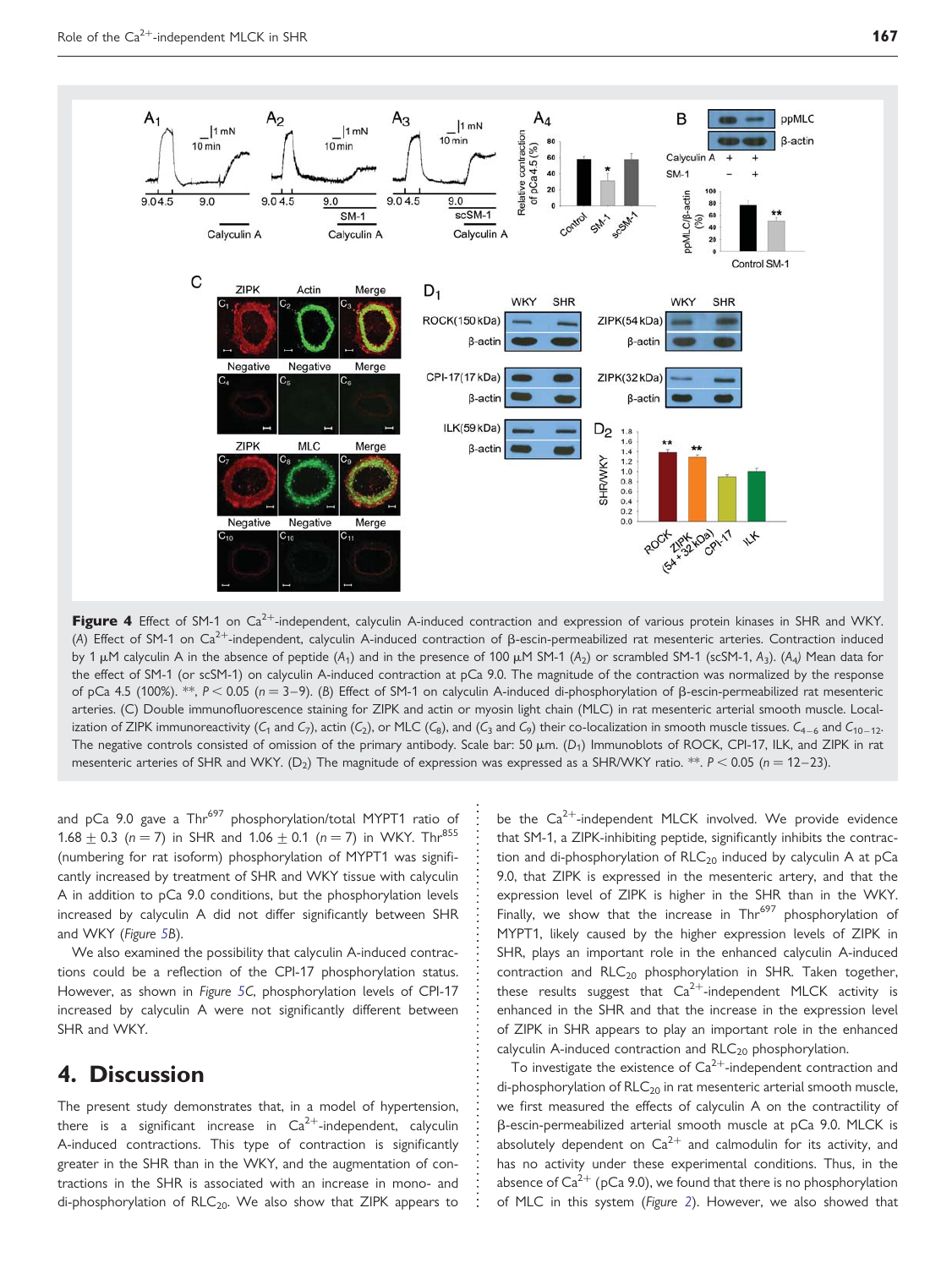**Figure 4** Effect of SM-1 on $Ca^{2+}$-independent, calyculin A-induced contraction and expression of various protein kinases in SHR and WKY. (*A*) Effect of SM-1 on $Ca^{2+}$-independent, calyculin A-induced contraction of β-escin-permeabilized rat mesenteric arteries. Contraction induced by 1 μM calyculin A in the absence of peptide ($A_1$) and in the presence of 100 μM SM-1 ($A_2$) or scrambled SM-1 (scSM-1, $A_3$). ($A_4$) Mean data for the effect of SM-1 (or scSM-1) on calyculin A-induced contraction at pCa 9.0. The magnitude of the contraction was normalized by the response of pCa 4.5 (100%). **, $P < 0.05$ ($n = 3$–$9$). (*B*) Effect of SM-1 on calyculin A-induced di-phosphorylation of β-escin-permeabilized rat mesenteric arteries. (C) Double immunofluorescence staining for ZIPK and actin or myosin light chain (MLC) in rat mesenteric arterial smooth muscle. Localization of ZIPK immunoreactivity ($C_1$ and $C_7$), actin ($C_2$), or MLC ($C_8$), and ($C_3$ and $C_9$) their co-localization in smooth muscle tissues. $C_{4-6}$ and $C_{10-12}$. The negative controls consisted of omission of the primary antibody. Scale bar: 50 μm. ($D_1$) Immunoblots of ROCK, CPI-17, ILK, and ZIPK in rat mesenteric arteries of SHR and WKY. ($D_2$) The magnitude of expression was expressed as a SHR/WKY ratio. **. $P < 0.05$ ($n = 12$–$23$).

and pCa 9.0 gave a $Thr^{697}$ phosphorylation/total MYPT1 ratio of $1.68 \pm 0.3$ ($n = 7$) in SHR and $1.06 \pm 0.1$ ($n = 7$) in WKY. $Thr^{855}$ (numbering for rat isoform) phosphorylation of MYPT1 was significantly increased by treatment of SHR and WKY tissue with calyculin A in addition to pCa 9.0 conditions, but the phosphorylation levels increased by calyculin A did not differ significantly between SHR and WKY (*Figure 5B*).

We also examined the possibility that calyculin A-induced contractions could be a reflection of the CPI-17 phosphorylation status. However, as shown in *Figure 5C*, phosphorylation levels of CPI-17 increased by calyculin A were not significantly different between SHR and WKY.

## 4. Discussion

The present study demonstrates that, in a model of hypertension, there is a significant increase in $Ca^{2+}$-independent, calyculin A-induced contractions. This type of contraction is significantly greater in the SHR than in the WKY, and the augmentation of contractions in the SHR is associated with an increase in mono- and di-phosphorylation of $RLC_{20}$. We also show that ZIPK appears to be the $Ca^{2+}$-independent MLCK involved. We provide evidence that SM-1, a ZIPK-inhibiting peptide, significantly inhibits the contraction and di-phosphorylation of $RLC_{20}$ induced by calyculin A at pCa 9.0, that ZIPK is expressed in the mesenteric artery, and that the expression level of ZIPK is higher in the SHR than in the WKY. Finally, we show that the increase in $Thr^{697}$ phosphorylation of MYPT1, likely caused by the higher expression levels of ZIPK in SHR, plays an important role in the enhanced calyculin A-induced contraction and $RLC_{20}$ phosphorylation in SHR. Taken together, these results suggest that $Ca^{2+}$-independent MLCK activity is enhanced in the SHR and that the increase in the expression level of ZIPK in SHR appears to play an important role in the enhanced calyculin A-induced contraction and $RLC_{20}$ phosphorylation.

To investigate the existence of $Ca^{2+}$-independent contraction and di-phosphorylation of $RLC_{20}$ in rat mesenteric arterial smooth muscle, we first measured the effects of calyculin A on the contractility of β-escin-permeabilized arterial smooth muscle at pCa 9.0. MLCK is absolutely dependent on $Ca^{2+}$ and calmodulin for its activity, and has no activity under these experimental conditions. Thus, in the absence of $Ca^{2+}$ (pCa 9.0), we found that there is no phosphorylation of MLC in this system (*Figure 2*). However, we also showed that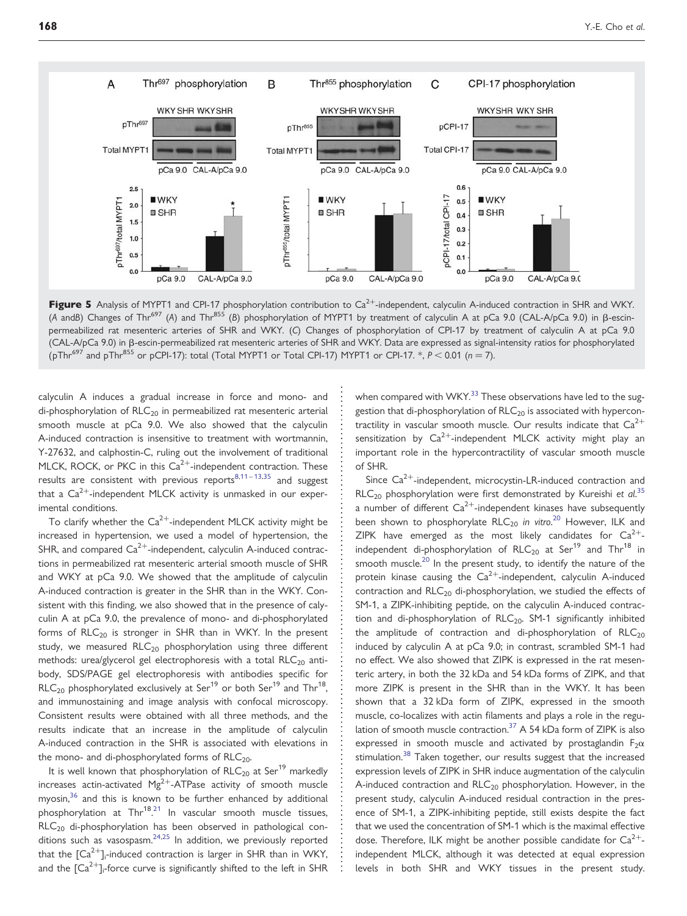**Figure 5** Analysis of MYPT1 and CPI-17 phosphorylation contribution to $Ca^{2+}$-independent, calyculin A-induced contraction in SHR and WKY. (*A* and*B*) Changes of $Thr^{697}$ (*A*) and $Thr^{855}$ (*B*) phosphorylation of MYPT1 by treatment of calyculin A at pCa 9.0 (CAL-A/pCa 9.0) in β-escin-permeabilized rat mesenteric arteries of SHR and WKY. (*C*) Changes of phosphorylation of CPI-17 by treatment of calyculin A at pCa 9.0 (CAL-A/pCa 9.0) in β-escin-permeabilized rat mesenteric arteries of SHR and WKY. Data are expressed as signal-intensity ratios for phosphorylated ($pThr^{697}$ and $pThr^{855}$ or pCPI-17): total (Total MYPT1 or Total CPI-17) MYPT1 or CPI-17. *, $P < 0.01$ ($n = 7$).

calyculin A induces a gradual increase in force and mono- and di-phosphorylation of $RLC_{20}$ in permeabilized rat mesenteric arterial smooth muscle at pCa 9.0. We also showed that the calyculin A-induced contraction is insensitive to treatment with wortmannin, Y-27632, and calphostin-C, ruling out the involvement of traditional MLCK, ROCK, or PKC in this $Ca^{2+}$-independent contraction. These results are consistent with previous reports[8,11–13,35] and suggest that a $Ca^{2+}$-independent MLCK activity is unmasked in our experimental conditions.

To clarify whether the $Ca^{2+}$-independent MLCK activity might be increased in hypertension, we used a model of hypertension, the SHR, and compared $Ca^{2+}$-independent, calyculin A-induced contractions in permeabilized rat mesenteric arterial smooth muscle of SHR and WKY at pCa 9.0. We showed that the amplitude of calyculin A-induced contraction is greater in the SHR than in the WKY. Consistent with this finding, we also showed that in the presence of calyculin A at pCa 9.0, the prevalence of mono- and di-phosphorylated forms of $RLC_{20}$ is stronger in SHR than in WKY. In the present study, we measured $RLC_{20}$ phosphorylation using three different methods: urea/glycerol gel electrophoresis with a total $RLC_{20}$ antibody, SDS/PAGE gel electrophoresis with antibodies specific for $RLC_{20}$ phosphorylated exclusively at $Ser^{19}$ or both $Ser^{19}$ and $Thr^{18}$, and immunostaining and image analysis with confocal microscopy. Consistent results were obtained with all three methods, and the results indicate that an increase in the amplitude of calyculin A-induced contraction in the SHR is associated with elevations in the mono- and di-phosphorylated forms of $RLC_{20}$.

It is well known that phosphorylation of $RLC_{20}$ at $Ser^{19}$ markedly increases actin-activated $Mg^{2+}$-ATPase activity of smooth muscle myosin,[36] and this is known to be further enhanced by additional phosphorylation at $Thr^{18}$.[21] In vascular smooth muscle tissues, $RLC_{20}$ di-phosphorylation has been observed in pathological conditions such as vasospasm.[24,25] In addition, we previously reported that the $[Ca^{2+}]_i$-induced contraction is larger in SHR than in WKY, and the $[Ca^{2+}]_i$-force curve is significantly shifted to the left in SHR when compared with WKY.[33] These observations have led to the suggestion that di-phosphorylation of $RLC_{20}$ is associated with hypercontractility in vascular smooth muscle. Our results indicate that $Ca^{2+}$ sensitization by $Ca^{2+}$-independent MLCK activity might play an important role in the hypercontractility of vascular smooth muscle of SHR.

Since $Ca^{2+}$-independent, microcystin-LR-induced contraction and $RLC_{20}$ phosphorylation were first demonstrated by Kureishi *et al.*[35] a number of different $Ca^{2+}$-independent kinases have subsequently been shown to phosphorylate $RLC_{20}$ *in vitro*.[20] However, ILK and ZIPK have emerged as the most likely candidates for $Ca^{2+}$-independent di-phosphorylation of $RLC_{20}$ at $Ser^{19}$ and $Thr^{18}$ in smooth muscle.[20] In the present study, to identify the nature of the protein kinase causing the $Ca^{2+}$-independent, calyculin A-induced contraction and $RLC_{20}$ di-phosphorylation, we studied the effects of SM-1, a ZIPK-inhibiting peptide, on the calyculin A-induced contraction and di-phosphorylation of $RLC_{20}$. SM-1 significantly inhibited the amplitude of contraction and di-phosphorylation of $RLC_{20}$ induced by calyculin A at pCa 9.0; in contrast, scrambled SM-1 had no effect. We also showed that ZIPK is expressed in the rat mesenteric artery, in both the 32 kDa and 54 kDa forms of ZIPK, and that more ZIPK is present in the SHR than in the WKY. It has been shown that a 32 kDa form of ZIPK, expressed in the smooth muscle, co-localizes with actin filaments and plays a role in the regulation of smooth muscle contraction.[37] A 54 kDa form of ZIPK is also expressed in smooth muscle and activated by prostaglandin $F_2\alpha$ stimulation.[38] Taken together, our results suggest that the increased expression levels of ZIPK in SHR induce augmentation of the calyculin A-induced contraction and $RLC_{20}$ phosphorylation. However, in the present study, calyculin A-induced residual contraction in the presence of SM-1, a ZIPK-inhibiting peptide, still exists despite the fact that we used the concentration of SM-1 which is the maximal effective dose. Therefore, ILK might be another possible candidate for $Ca^{2+}$-independent MLCK, although it was detected at equal expression levels in both SHR and WKY tissues in the present study.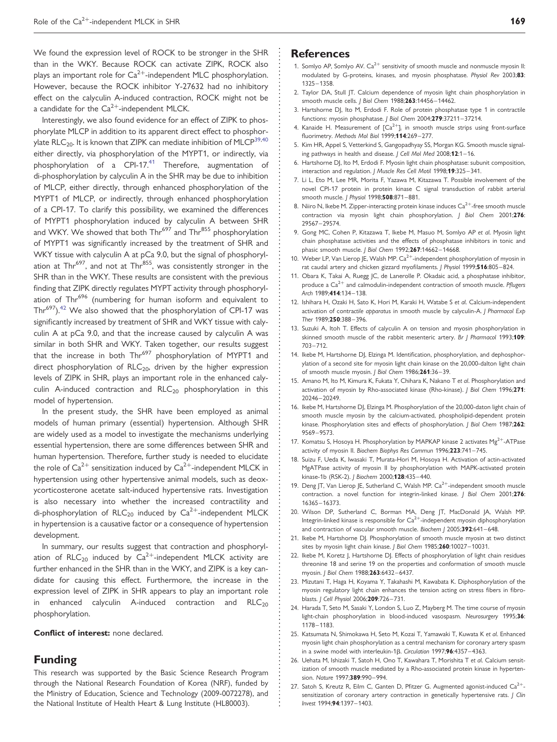We found the expression level of ROCK to be stronger in the SHR than in the WKY. Because ROCK can activate ZIPK, ROCK also plays an important role for $Ca^{2+}$-independent MLC phosphorylation. However, because the ROCK inhibitor Y-27632 had no inhibitory effect on the calyculin A-induced contraction, ROCK might not be a candidate for the $Ca^{2+}$-independent MLCK.

Interestingly, we also found evidence for an effect of ZIPK to phosphorylate MLCP in addition to its apparent direct effect to phosphorylate $RLC_{20}$. It is known that ZIPK can mediate inhibition of MLCP[39,40] either directly, via phosphorylation of the MYPT1, or indirectly, via phosphorylation of a CPI-17.[41] Therefore, augmentation of di-phosphorylation by calyculin A in the SHR may be due to inhibition of MLCP, either directly, through enhanced phosphorylation of the MYPT1 of MLCP, or indirectly, through enhanced phosphorylation of a CPI-17. To clarify this possibility, we examined the differences of MYPT1 phosphorylation induced by calyculin A between SHR and WKY. We showed that both $Thr^{697}$ and $Thr^{855}$ phosphorylation of MYPT1 was significantly increased by the treatment of SHR and WKY tissue with calyculin A at pCa 9.0, but the signal of phosphorylation at $Thr^{697}$, and not at $Thr^{855}$, was consistently stronger in the SHR than in the WKY. These results are consistent with the previous finding that ZIPK directly regulates MYPT activity through phosphorylation of $Thr^{696}$ (numbering for human isoform and equivalent to $Thr^{697}$).[42] We also showed that the phosphorylation of CPI-17 was significantly increased by treatment of SHR and WKY tissue with calyculin A at pCa 9.0, and that the increase caused by calyculin A was similar in both SHR and WKY. Taken together, our results suggest that the increase in both $Thr^{697}$ phosphorylation of MYPT1 and direct phosphorylation of $RLC_{20}$, driven by the higher expression levels of ZIPK in SHR, plays an important role in the enhanced calyculin A-induced contraction and $RLC_{20}$ phosphorylation in this model of hypertension.

In the present study, the SHR have been employed as animal models of human primary (essential) hypertension. Although SHR are widely used as a model to investigate the mechanisms underlying essential hypertension, there are some differences between SHR and human hypertension. Therefore, further study is needed to elucidate the role of $Ca^{2+}$ sensitization induced by $Ca^{2+}$-independent MLCK in hypertension using other hypertensive animal models, such as deoxycorticosterone acetate salt-induced hypertensive rats. Investigation is also necessary into whether the increased contractility and di-phosphorylation of $RLC_{20}$ induced by $Ca^{2+}$-independent MLCK in hypertension is a causative factor or a consequence of hypertension development.

In summary, our results suggest that contraction and phosphorylation of $RLC_{20}$ induced by $Ca^{2+}$-independent MLCK activity are further enhanced in the SHR than in the WKY, and ZIPK is a key candidate for causing this effect. Furthermore, the increase in the expression level of ZIPK in SHR appears to play an important role in enhanced calyculin A-induced contraction and $RLC_{20}$ phosphorylation.

**Conflict of interest:** none declared.

## Funding

This research was supported by the Basic Science Research Program through the National Research Foundation of Korea (NRF), funded by the Ministry of Education, Science and Technology (2009-0072278), and the National Institute of Health Heart & Lung Institute (HL80003).

## References

1. Somlyo AP, Somlyo AV. $Ca^{2+}$ sensitivity of smooth muscle and nonmuscle myosin II: modulated by G-proteins, kinases, and myosin phosphatase. *Physiol Rev* 2003;**83**:1325–1358.
2. Taylor DA, Stull JT. Calcium dependence of myosin light chain phosphorylation in smooth muscle cells. *J Biol Chem* 1988;**263**:14456–14462.
3. Hartshorne DJ, Ito M, Erdodi F. Role of protein phosphatase type 1 in contractile functions: myosin phosphatase. *J Biol Chem* 2004;**279**:37211–37214.
4. Kanaide H. Measurement of $[Ca^{2+}]_i$ in smooth muscle strips using front-surface fluorimetry. *Methods Mol Biol* 1999;**114**:269–277.
5. Kim HR, Appel S, Vetterkind S, Gangopadhyay SS, Morgan KG. Smooth muscle signaling pathways in health and disease. *J Cell Mol Med* 2008;**12**:1–16.
6. Hartshorne DJ, Ito M, Erdodi F. Myosin light chain phosphatase: subunit composition, interaction and regulation. *J Muscle Res Cell Motil* 1998;**19**:325–341.
7. Li L, Eto M, Lee MR, Morita F, Yazawa M, Kitazawa T. Possible involvement of the novel CPI-17 protein in protein kinase C signal transduction of rabbit arterial smooth muscle. *J Physiol* 1998;**508**:871–881.
8. Niiro N, Ikebe M. Zipper-interacting protein kinase induces $Ca^{2+}$-free smooth muscle contraction via myosin light chain phosphorylation. *J Biol Chem* 2001;**276**:29567–29574.
9. Gong MC, Cohen P, Kitazawa T, Ikebe M, Masuo M, Somlyo AP *et al*. Myosin light chain phosphatase activities and the effects of phosphatase inhibitors in tonic and phasic smooth muscle. *J Biol Chem* 1992;**267**:14662–14668.
10. Weber LP, Van Lierop JE, Walsh MP. $Ca^{2+}$-independent phosphorylation of myosin in rat caudal artery and chicken gizzard myofilaments. *J Physiol* 1999;**516**:805–824.
11. Obara K, Takai A, Ruegg JC, de Lanerolle P. Okadaic acid, a phosphatase inhibitor, produce a $Ca^{2+}$ and calmodulin-independent contraction of smooth muscle. *Pflugers Arch* 1989;**414**:134–138.
12. Ishihara H, Ozaki H, Sato K, Hori M, Karaki H, Watabe S *et al*. Calcium-independent activation of contractile apparatus in smooth muscle by calyculin-A. *J Pharmacol Exp Ther* 1989;**250**:388–396.
13. Suzuki A, Itoh T. Effects of calyculin A on tension and myosin phosphorylation in skinned smooth muscle of the rabbit mesenteric artery. *Br J Pharmacol* 1993;**109**:703–712.
14. Ikebe M, Hartshorne DJ, Elzinga M. Identification, phosphorylation, and dephosphorylation of a second site for myosin light chain kinase on the 20,000-dalton light chain of smooth muscle myosin. *J Biol Chem* 1986;**261**:36–39.
15. Amano M, Ito M, Kimura K, Fukata Y, Chihara K, Nakano T *et al*. Phosphorylation and activation of myosin by Rho-associated kinase (Rho-kinase). *J Biol Chem* 1996;**271**:20246–20249.
16. Ikebe M, Hartshorne DJ, Elzinga M. Phosphorylation of the 20,000-daton light chain of smooth muscle myosin by the calcium-activated, phospholipid-dependent protein kinase. Phosphorylation sites and effects of phosphorylation. *J Biol Chem* 1987;**262**:9569–9573.
17. Komatsu S, Hosoya H. Phosphorylation by MAPKAP kinase 2 activates $Mg^{2+}$-ATPase activity of myosin II. *Biochem Biophys Res Commun* 1996;**223**:741–745.
18. Suizu F, Ueda K, Iwasaki T, Murata-Hori M, Hosoya H. Activation of actin-activated MgATPase activity of myosin II by phosphorylation with MAPK-activated protein kinase-1b (RSK-2). *J Biochem* 2000;**128**:435–440.
19. Deng JT, Van Lierop JE, Sutherland C, Walsh MP. $Ca^{2+}$-independent smooth muscle contraction. a novel function for integrin-linked kinase. *J Biol Chem* 2001;**276**:16365–16373.
20. Wilson DP, Sutherland C, Borman MA, Deng JT, MacDonald JA, Walsh MP. Integrin-linked kinase is responsible for $Ca^{2+}$-independent myosin diphosphorylation and contraction of vascular smooth muscle. *Biochem J* 2005;**392**:641–648.
21. Ikebe M, Hartshorne DJ. Phosphorylation of smooth muscle myosin at two distinct sites by myosin light chain kinase. *J Biol Chem* 1985;**260**:10027–10031.
22. Ikebe M, Koretz J, Hartshorne DJ. Effects of phosphorylation of light chain residues threonine 18 and serine 19 on the properties and conformation of smooth muscle myosin. *J Biol Chem* 1988;**263**:6432–6437.
23. Mizutani T, Haga H, Koyama Y, Takahashi M, Kawabata K. Diphosphorylation of the myosin regulatory light chain enhances the tension acting on stress fibers in fibroblasts. *J Cell Physiol* 2006;**209**:726–731.
24. Harada T, Seto M, Sasaki Y, London S, Luo Z, Mayberg M. The time course of myosin light-chain phosphorylation in blood-induced vasospasm. *Neurosurgery* 1995;**36**:1178–1183.
25. Katsumata N, Shimokawa H, Seto M, Kozai T, Yamawaki T, Kuwata K *et al*. Enhanced myosin light chain phosphorylation as a central mechanism for coronary artery spasm in a swine model with interleukin-1β. *Circulation* 1997;**96**:4357–4363.
26. Uehata M, Ishizaki T, Satoh H, Ono T, Kawahara T, Morishita T *et al*. Calcium sensitization of smooth muscle mediated by a Rho-associated protein kinase in hypertension. *Nature* 1997;**389**:990–994.
27. Satoh S, Kreutz R, Eilm C, Ganten D, Pfitzer G. Augmented agonist-induced $Ca^{2+}$-sensitization of coronary artery contraction in genetically hypertensive rats. *J Clin Invest* 1994;**94**:1397–1403.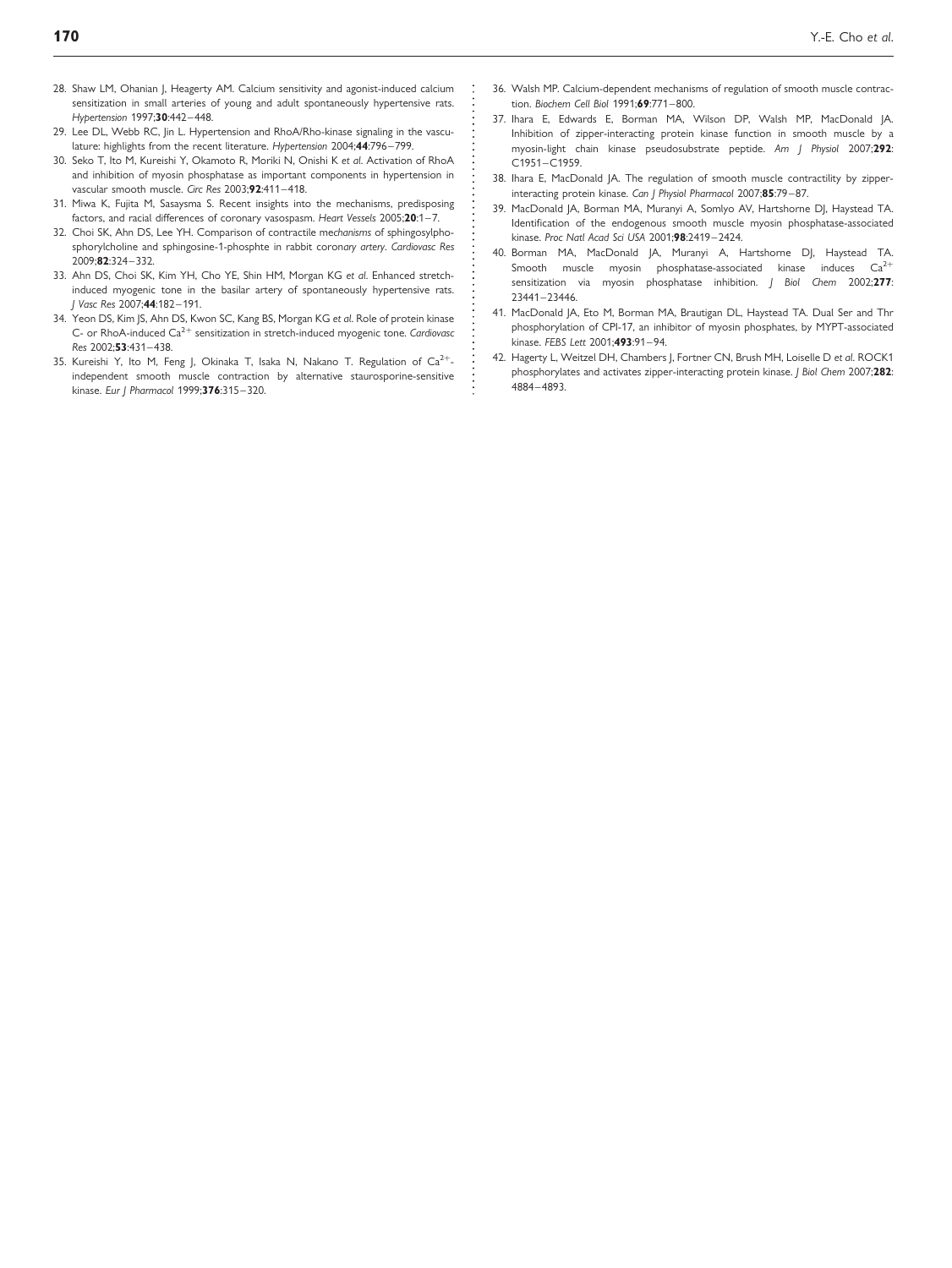28. Shaw LM, Ohanian J, Heagerty AM. Calcium sensitivity and agonist-induced calcium sensitization in small arteries of young and adult spontaneously hypertensive rats. *Hypertension* 1997;**30**:442–448.
29. Lee DL, Webb RC, Jin L. Hypertension and RhoA/Rho-kinase signaling in the vasculature: highlights from the recent literature. *Hypertension* 2004;**44**:796–799.
30. Seko T, Ito M, Kureishi Y, Okamoto R, Moriki N, Onishi K *et al*. Activation of RhoA and inhibition of myosin phosphatase as important components in hypertension in vascular smooth muscle. *Circ Res* 2003;**92**:411–418.
31. Miwa K, Fujita M, Sasaysma S. Recent insights into the mechanisms, predisposing factors, and racial differences of coronary vasospasm. *Heart Vessels* 2005;**20**:1–7.
32. Choi SK, Ahn DS, Lee YH. Comparison of contractile mechanisms of sphingosylphosphorylcholine and sphingosine-1-phosphte in rabbit coronary artery. *Cardiovasc Res* 2009;**82**:324–332.
33. Ahn DS, Choi SK, Kim YH, Cho YE, Shin HM, Morgan KG *et al*. Enhanced stretch-induced myogenic tone in the basilar artery of spontaneously hypertensive rats. *J Vasc Res* 2007;**44**:182–191.
34. Yeon DS, Kim JS, Ahn DS, Kwon SC, Kang BS, Morgan KG *et al*. Role of protein kinase C- or RhoA-induced $Ca^{2+}$ sensitization in stretch-induced myogenic tone. *Cardiovasc Res* 2002;**53**:431–438.
35. Kureishi Y, Ito M, Feng J, Okinaka T, Isaka N, Nakano T. Regulation of $Ca^{2+}$-independent smooth muscle contraction by alternative staurosporine-sensitive kinase. *Eur J Pharmacol* 1999;**376**:315–320.
36. Walsh MP. Calcium-dependent mechanisms of regulation of smooth muscle contraction. *Biochem Cell Biol* 1991;**69**:771–800.
37. Ihara E, Edwards E, Borman MA, Wilson DP, Walsh MP, MacDonald JA. Inhibition of zipper-interacting protein kinase function in smooth muscle by a myosin-light chain kinase pseudosubstrate peptide. *Am J Physiol* 2007;**292**: C1951–C1959.
38. Ihara E, MacDonald JA. The regulation of smooth muscle contractility by zipper-interacting protein kinase. *Can J Physiol Pharmacol* 2007;**85**:79–87.
39. MacDonald JA, Borman MA, Muranyi A, Somlyo AV, Hartshorne DJ, Haystead TA. Identification of the endogenous smooth muscle myosin phosphatase-associated kinase. *Proc Natl Acad Sci USA* 2001;**98**:2419–2424.
40. Borman MA, MacDonald JA, Muranyi A, Hartshorne DJ, Haystead TA. Smooth muscle myosin phosphatase-associated kinase induces $Ca^{2+}$ sensitization via myosin phosphatase inhibition. *J Biol Chem* 2002;**277**: 23441–23446.
41. MacDonald JA, Eto M, Borman MA, Brautigan DL, Haystead TA. Dual Ser and Thr phosphorylation of CPI-17, an inhibitor of myosin phosphates, by MYPT-associated kinase. *FEBS Lett* 2001;**493**:91–94.
42. Hagerty L, Weitzel DH, Chambers J, Fortner CN, Brush MH, Loiselle D *et al*. ROCK1 phosphorylates and activates zipper-interacting protein kinase. *J Biol Chem* 2007;**282**: 4884–4893.